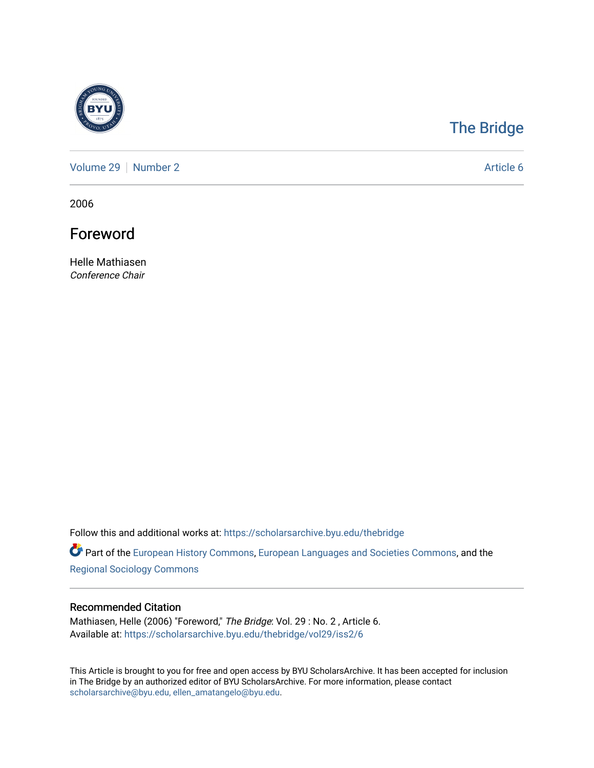The Bridge

Volume 29 | Number 2 | Article 6

2006

# Foreword

Helle Mathiasen
*Conference Chair*

Follow this and additional works at: https://scholarsarchive.byu.edu/thebridge

Part of the European History Commons, European Languages and Societies Commons, and the Regional Sociology Commons

## Recommended Citation

Mathiasen, Helle (2006) "Foreword," *The Bridge*: Vol. 29 : No. 2 , Article 6.
Available at: https://scholarsarchive.byu.edu/thebridge/vol29/iss2/6

This Article is brought to you for free and open access by BYU ScholarsArchive. It has been accepted for inclusion in The Bridge by an authorized editor of BYU ScholarsArchive. For more information, please contact scholarsarchive@byu.edu, ellen_amatangelo@byu.edu.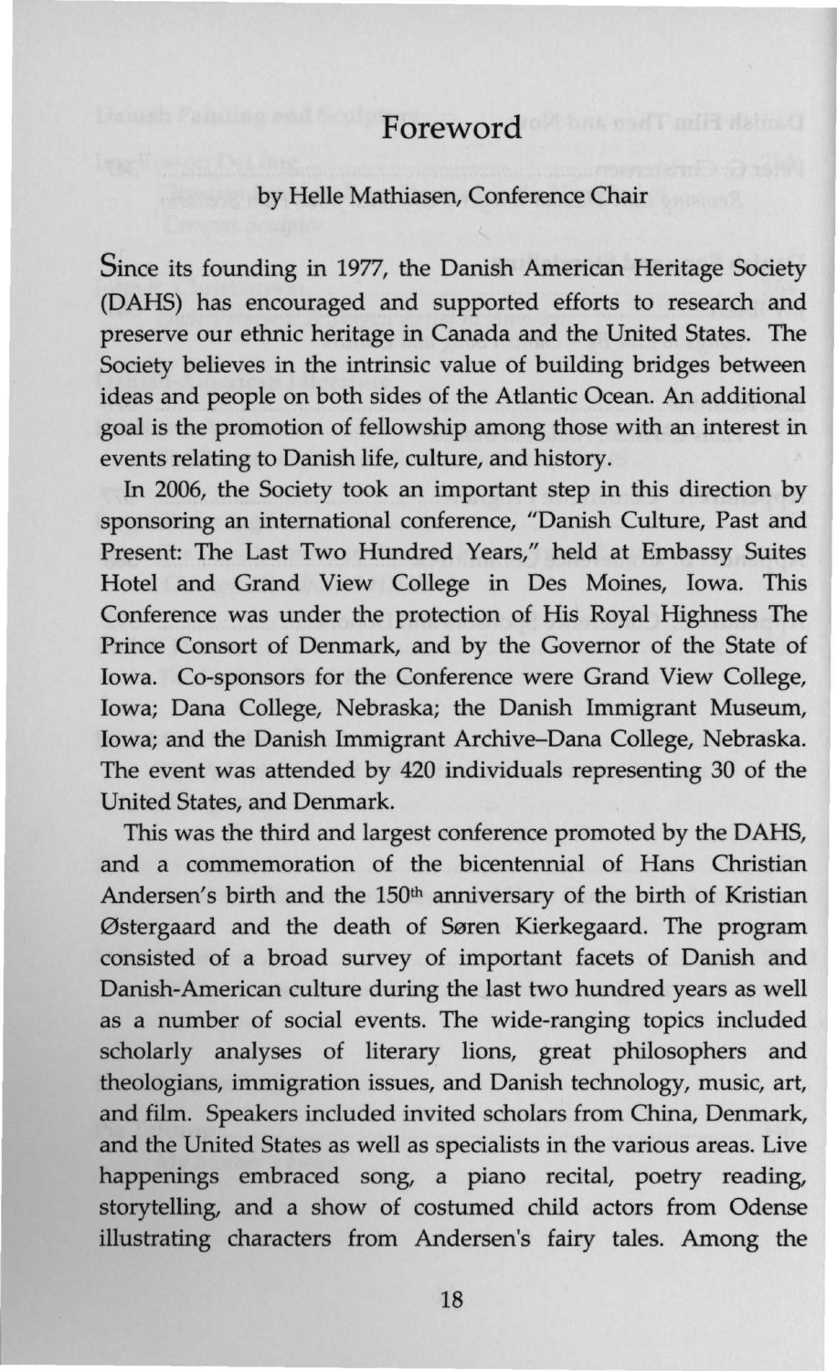# Foreword

by Helle Mathiasen, Conference Chair

Since its founding in 1977, the Danish American Heritage Society (DAHS) has encouraged and supported efforts to research and preserve our ethnic heritage in Canada and the United States. The Society believes in the intrinsic value of building bridges between ideas and people on both sides of the Atlantic Ocean. An additional goal is the promotion of fellowship among those with an interest in events relating to Danish life, culture, and history.

In 2006, the Society took an important step in this direction by sponsoring an international conference, "Danish Culture, Past and Present: The Last Two Hundred Years," held at Embassy Suites Hotel and Grand View College in Des Moines, Iowa. This Conference was under the protection of His Royal Highness The Prince Consort of Denmark, and by the Governor of the State of Iowa. Co-sponsors for the Conference were Grand View College, Iowa; Dana College, Nebraska; the Danish Immigrant Museum, Iowa; and the Danish Immigrant Archive–Dana College, Nebraska. The event was attended by 420 individuals representing 30 of the United States, and Denmark.

This was the third and largest conference promoted by the DAHS, and a commemoration of the bicentennial of Hans Christian Andersen's birth and the 150th anniversary of the birth of Kristian Østergaard and the death of Søren Kierkegaard. The program consisted of a broad survey of important facets of Danish and Danish-American culture during the last two hundred years as well as a number of social events. The wide-ranging topics included scholarly analyses of literary lions, great philosophers and theologians, immigration issues, and Danish technology, music, art, and film. Speakers included invited scholars from China, Denmark, and the United States as well as specialists in the various areas. Live happenings embraced song, a piano recital, poetry reading, storytelling, and a show of costumed child actors from Odense illustrating characters from Andersen's fairy tales. Among the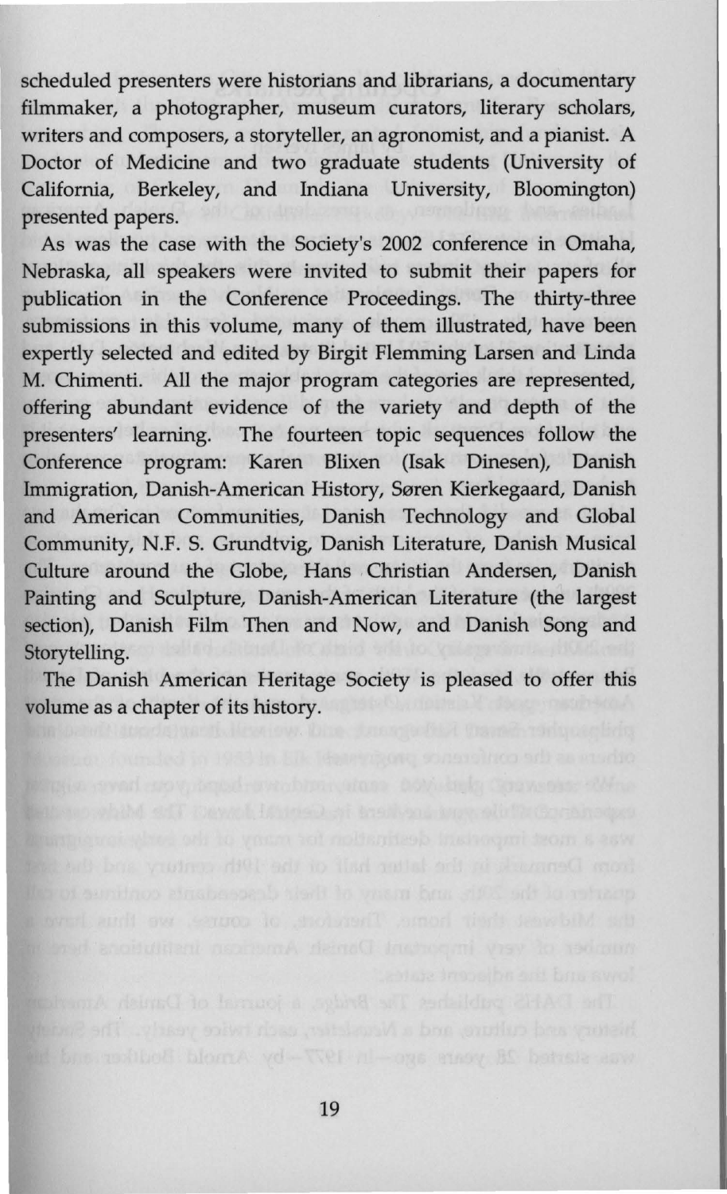scheduled presenters were historians and librarians, a documentary filmmaker, a photographer, museum curators, literary scholars, writers and composers, a storyteller, an agronomist, and a pianist. A Doctor of Medicine and two graduate students (University of California, Berkeley, and Indiana University, Bloomington) presented papers.

As was the case with the Society's 2002 conference in Omaha, Nebraska, all speakers were invited to submit their papers for publication in the Conference Proceedings. The thirty-three submissions in this volume, many of them illustrated, have been expertly selected and edited by Birgit Flemming Larsen and Linda M. Chimenti. All the major program categories are represented, offering abundant evidence of the variety and depth of the presenters' learning. The fourteen topic sequences follow the Conference program: Karen Blixen (Isak Dinesen), Danish Immigration, Danish-American History, Søren Kierkegaard, Danish and American Communities, Danish Technology and Global Community, N.F. S. Grundtvig, Danish Literature, Danish Musical Culture around the Globe, Hans Christian Andersen, Danish Painting and Sculpture, Danish-American Literature (the largest section), Danish Film Then and Now, and Danish Song and Storytelling.

The Danish American Heritage Society is pleased to offer this volume as a chapter of its history.